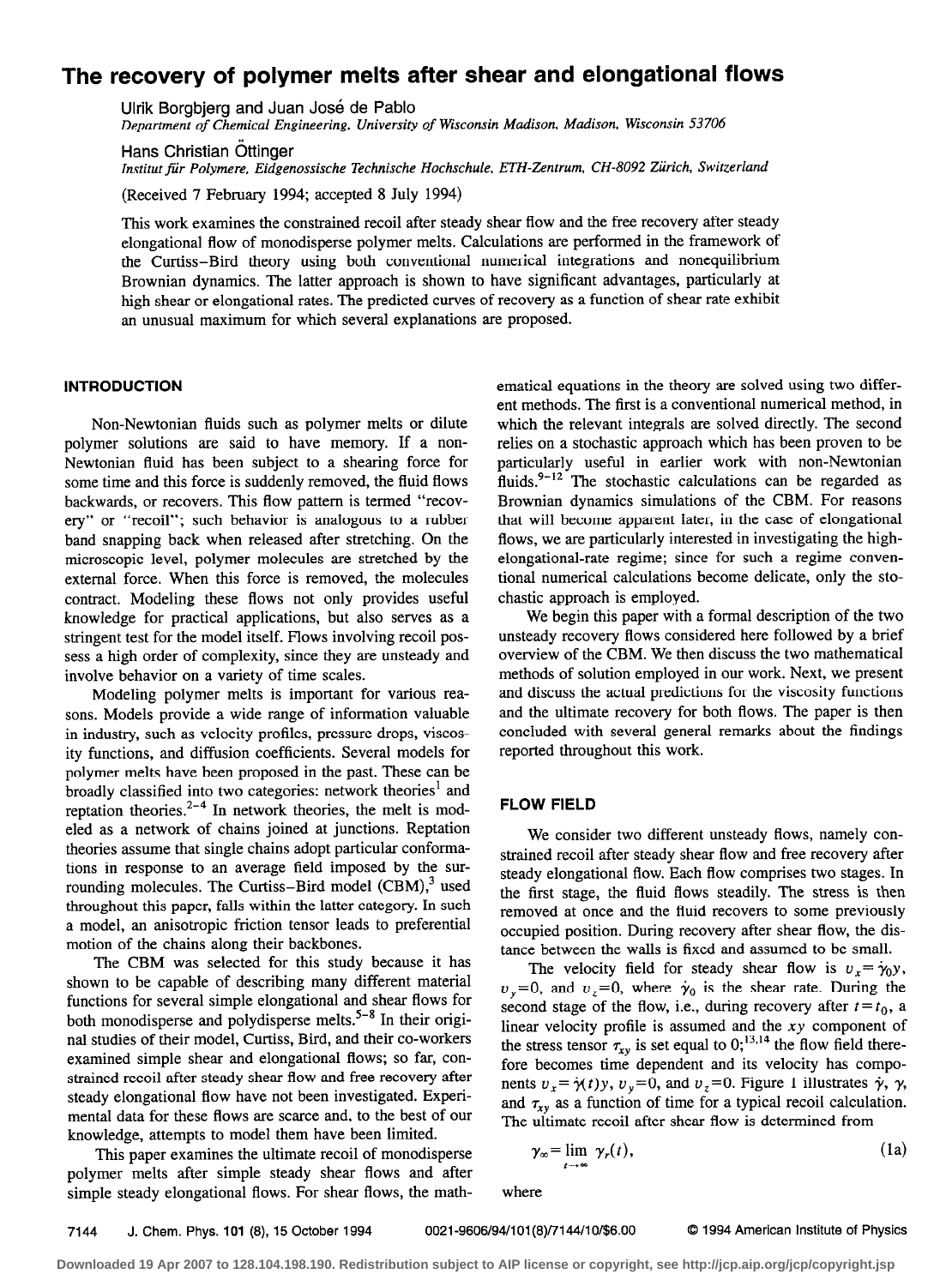# The recovery of polymer melts after shear and elongational flows

Ulrik Borgbjerg and Juan José de Pablo
*Department of Chemical Engineering, University of Wisconsin Madison, Madison, Wisconsin 53706*

Hans Christian Öttinger
*Institut für Polymere, Eidgenossische Technische Hochschule, ETH-Zentrum, CH-8092 Zürich, Switzerland*

(Received 7 February 1994; accepted 8 July 1994)

This work examines the constrained recoil after steady shear flow and the free recovery after steady elongational flow of monodisperse polymer melts. Calculations are performed in the framework of the Curtiss–Bird theory using both conventional numerical integrations and nonequilibrium Brownian dynamics. The latter approach is shown to have significant advantages, particularly at high shear or elongational rates. The predicted curves of recovery as a function of shear rate exhibit an unusual maximum for which several explanations are proposed.

## INTRODUCTION

Non-Newtonian fluids such as polymer melts or dilute polymer solutions are said to have memory. If a non-Newtonian fluid has been subject to a shearing force for some time and this force is suddenly removed, the fluid flows backwards, or recovers. This flow pattern is termed "recovery" or "recoil"; such behavior is analogous to a rubber band snapping back when released after stretching. On the microscopic level, polymer molecules are stretched by the external force. When this force is removed, the molecules contract. Modeling these flows not only provides useful knowledge for practical applications, but also serves as a stringent test for the model itself. Flows involving recoil possess a high order of complexity, since they are unsteady and involve behavior on a variety of time scales.

Modeling polymer melts is important for various reasons. Models provide a wide range of information valuable in industry, such as velocity profiles, pressure drops, viscosity functions, and diffusion coefficients. Several models for polymer melts have been proposed in the past. These can be broadly classified into two categories: network theories[1] and reptation theories.[2–4] In network theories, the melt is modeled as a network of chains joined at junctions. Reptation theories assume that single chains adopt particular conformations in response to an average field imposed by the surrounding molecules. The Curtiss–Bird model (CBM),[3] used throughout this paper, falls within the latter category. In such a model, an anisotropic friction tensor leads to preferential motion of the chains along their backbones.

The CBM was selected for this study because it has shown to be capable of describing many different material functions for several simple elongational and shear flows for both monodisperse and polydisperse melts.[5–8] In their original studies of their model, Curtiss, Bird, and their co-workers examined simple shear and elongational flows; so far, constrained recoil after steady shear flow and free recovery after steady elongational flow have not been investigated. Experimental data for these flows are scarce and, to the best of our knowledge, attempts to model them have been limited.

This paper examines the ultimate recoil of monodisperse polymer melts after simple steady shear flows and after simple steady elongational flows. For shear flows, the mathematical equations in the theory are solved using two different methods. The first is a conventional numerical method, in which the relevant integrals are solved directly. The second relies on a stochastic approach which has been proven to be particularly useful in earlier work with non-Newtonian fluids.[9–12] The stochastic calculations can be regarded as Brownian dynamics simulations of the CBM. For reasons that will become apparent later, in the case of elongational flows, we are particularly interested in investigating the high-elongational-rate regime; since for such a regime conventional numerical calculations become delicate, only the stochastic approach is employed.

We begin this paper with a formal description of the two unsteady recovery flows considered here followed by a brief overview of the CBM. We then discuss the two mathematical methods of solution employed in our work. Next, we present and discuss the actual predictions for the viscosity functions and the ultimate recovery for both flows. The paper is then concluded with several general remarks about the findings reported throughout this work.

## FLOW FIELD

We consider two different unsteady flows, namely constrained recoil after steady shear flow and free recovery after steady elongational flow. Each flow comprises two stages. In the first stage, the fluid flows steadily. The stress is then removed at once and the fluid recovers to some previously occupied position. During recovery after shear flow, the distance between the walls is fixed and assumed to be small.

The velocity field for steady shear flow is $v_x=\dot{\gamma}_0 y$, $v_y=0$, and $v_z=0$, where $\dot{\gamma}_0$ is the shear rate. During the second stage of the flow, i.e., during recovery after $t=t_0$, a linear velocity profile is assumed and the $xy$ component of the stress tensor $\tau_{xy}$ is set equal to 0;[13,14] the flow field therefore becomes time dependent and its velocity has components $v_x=\dot{\gamma}(t)y$, $v_y=0$, and $v_z=0$. Figure 1 illustrates $\dot{\gamma}$, $\gamma$, and $\tau_{xy}$ as a function of time for a typical recoil calculation. The ultimate recoil after shear flow is determined from

$$\gamma_\infty=\lim_{t\to\infty}\gamma_r(t), \tag{1a}$$

where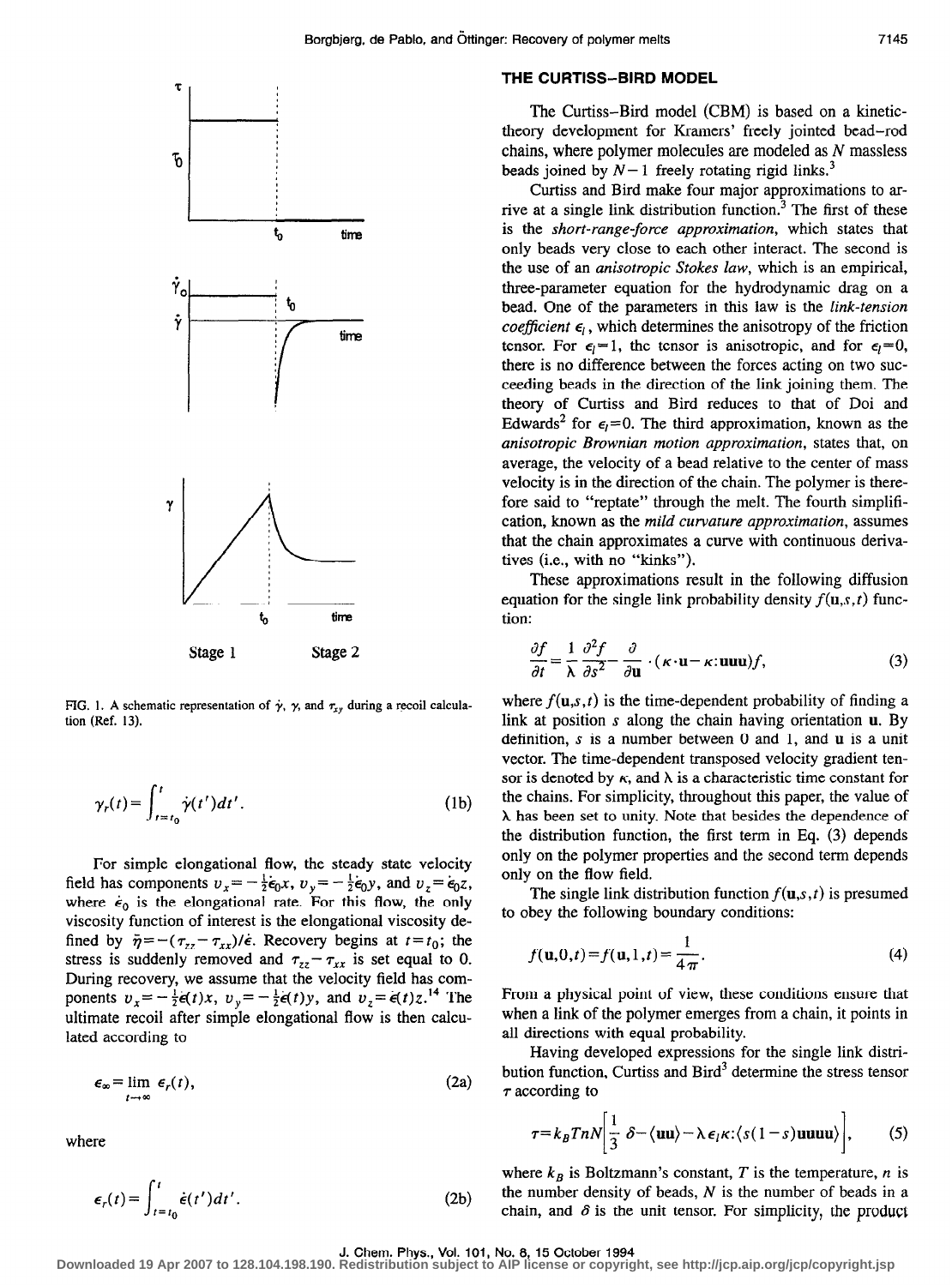FIG. 1. A schematic representation of $\dot{\gamma}$, $\gamma$, and $\tau_{xy}$ during a recoil calculation (Ref. 13).

$$\gamma_r(t)=\int_{t=t_0}^{t}\dot{\gamma}(t')dt'. \tag{1b}$$

For simple elongational flow, the steady state velocity field has components $v_x=-\frac{1}{2}\dot{\epsilon}_0 x$, $v_y=-\frac{1}{2}\dot{\epsilon}_0 y$, and $v_z=\dot{\epsilon}_0 z$, where $\dot{\epsilon}_0$ is the elongational rate. For this flow, the only viscosity function of interest is the elongational viscosity defined by $\bar{\eta}=-(\tau_{zz}-\tau_{xx})/\dot{\epsilon}$. Recovery begins at $t=t_0$; the stress is suddenly removed and $\tau_{zz}-\tau_{xx}$ is set equal to 0. During recovery, we assume that the velocity field has components $v_x=-\frac{1}{2}\dot{\epsilon}(t)x$, $v_y=-\frac{1}{2}\dot{\epsilon}(t)y$, and $v_z=\dot{\epsilon}(t)z$.[14] The ultimate recoil after simple elongational flow is then calculated according to

$$\epsilon_\infty=\lim_{t\to\infty}\epsilon_r(t), \tag{2a}$$

where

$$\epsilon_r(t)=\int_{t=t_0}^{t}\dot{\epsilon}(t')dt'. \tag{2b}$$

## THE CURTISS–BIRD MODEL

The Curtiss–Bird model (CBM) is based on a kinetic-theory development for Kramers' freely jointed bead–rod chains, where polymer molecules are modeled as $N$ massless beads joined by $N-1$ freely rotating rigid links.[3]

Curtiss and Bird make four major approximations to arrive at a single link distribution function.[3] The first of these is the *short-range-force approximation*, which states that only beads very close to each other interact. The second is the use of an *anisotropic Stokes law*, which is an empirical, three-parameter equation for the hydrodynamic drag on a bead. One of the parameters in this law is the *link-tension coefficient* $\epsilon_l$, which determines the anisotropy of the friction tensor. For $\epsilon_l=1$, the tensor is anisotropic, and for $\epsilon_l=0$, there is no difference between the forces acting on two succeeding beads in the direction of the link joining them. The theory of Curtiss and Bird reduces to that of Doi and Edwards[2] for $\epsilon_l=0$. The third approximation, known as the *anisotropic Brownian motion approximation*, states that, on average, the velocity of a bead relative to the center of mass velocity is in the direction of the chain. The polymer is therefore said to "reptate" through the melt. The fourth simplification, known as the *mild curvature approximation*, assumes that the chain approximates a curve with continuous derivatives (i.e., with no "kinks").

These approximations result in the following diffusion equation for the single link probability density $f(\mathbf{u},s,t)$ function:

$$\frac{\partial f}{\partial t}=\frac{1}{\lambda}\frac{\partial^2 f}{\partial s^2}-\frac{\partial}{\partial \mathbf{u}}\cdot(\kappa\cdot\mathbf{u}-\kappa:\mathbf{uuu})f, \tag{3}$$

where $f(\mathbf{u},s,t)$ is the time-dependent probability of finding a link at position $s$ along the chain having orientation $\mathbf{u}$. By definition, $s$ is a number between 0 and 1, and $\mathbf{u}$ is a unit vector. The time-dependent transposed velocity gradient tensor is denoted by $\kappa$, and $\lambda$ is a characteristic time constant for the chains. For simplicity, throughout this paper, the value of $\lambda$ has been set to unity. Note that besides the dependence of the distribution function, the first term in Eq. (3) depends only on the polymer properties and the second term depends only on the flow field.

The single link distribution function $f(\mathbf{u},s,t)$ is presumed to obey the following boundary conditions:

$$f(\mathbf{u},0,t)=f(\mathbf{u},1,t)=\frac{1}{4\pi}. \tag{4}$$

From a physical point of view, these conditions ensure that when a link of the polymer emerges from a chain, it points in all directions with equal probability.

Having developed expressions for the single link distribution function, Curtiss and Bird[3] determine the stress tensor $\tau$ according to

$$\tau=k_BTnN\left[\frac{1}{3}\,\delta-\langle\mathbf{uu}\rangle-\lambda\epsilon_l\kappa:\langle s(1-s)\mathbf{uuuu}\rangle\right], \tag{5}$$

where $k_B$ is Boltzmann's constant, $T$ is the temperature, $n$ is the number density of beads, $N$ is the number of beads in a chain, and $\delta$ is the unit tensor. For simplicity, the product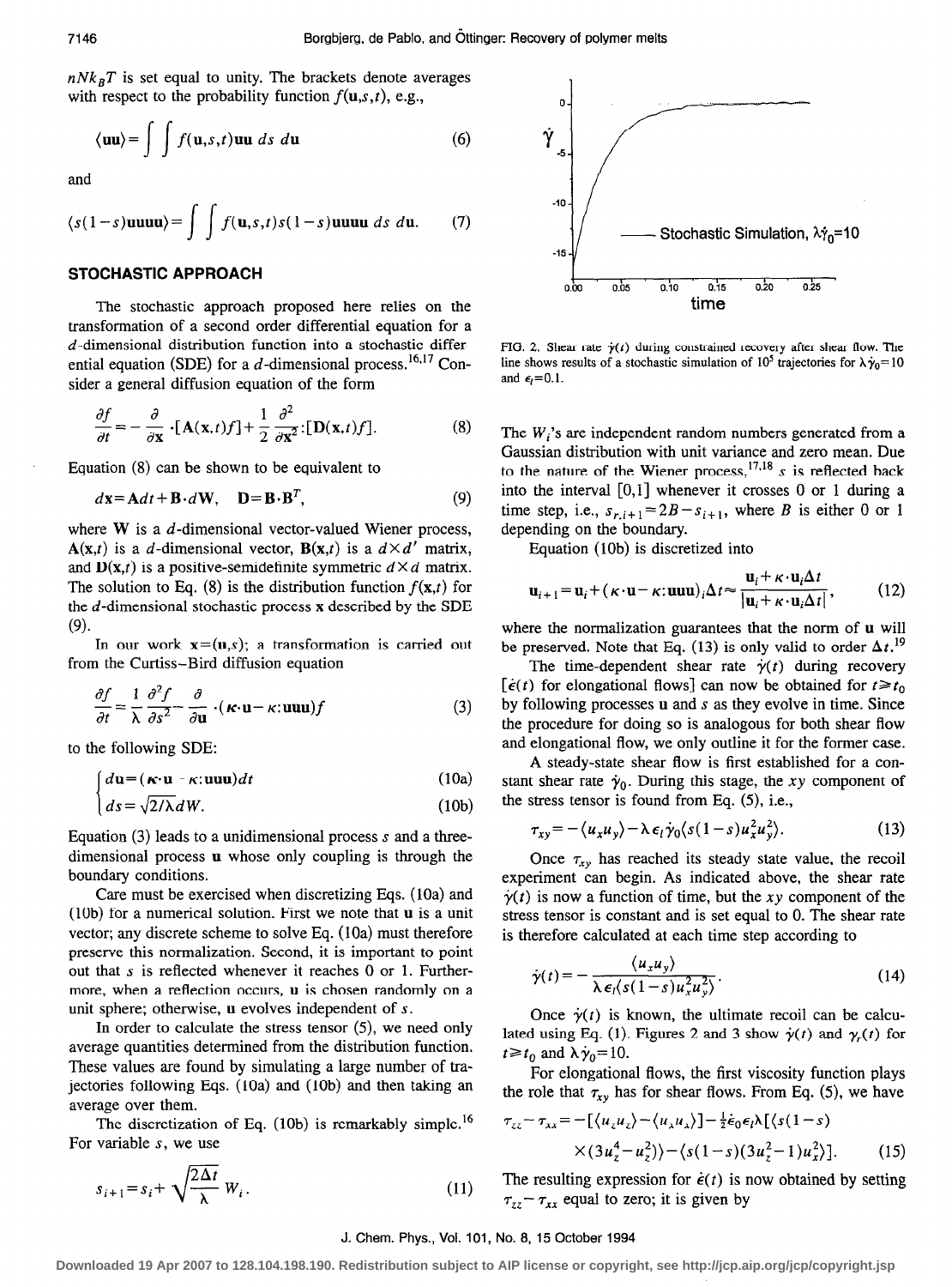$nNk_BT$ is set equal to unity. The brackets denote averages with respect to the probability function $f(\mathbf{u},s,t)$, e.g.,

$$\langle \mathbf{uu} \rangle = \int \int f(\mathbf{u},s,t)\mathbf{uu}\, ds\, d\mathbf{u} \tag{6}$$

and

$$\langle s(1-s)\mathbf{uuuu} \rangle = \int \int f(\mathbf{u},s,t) s(1-s)\mathbf{uuuu}\, ds\, d\mathbf{u}. \tag{7}$$

## STOCHASTIC APPROACH

The stochastic approach proposed here relies on the transformation of a second order differential equation for a $d$-dimensional distribution function into a stochastic differential equation (SDE) for a $d$-dimensional process.[16,17] Consider a general diffusion equation of the form

$$\frac{\partial f}{\partial t} = -\frac{\partial}{\partial \mathbf{x}} \cdot [\mathbf{A}(\mathbf{x},t) f] + \frac{1}{2} \frac{\partial^2}{\partial \mathbf{x}^2} : [\mathbf{D}(\mathbf{x},t) f]. \tag{8}$$

Equation (8) can be shown to be equivalent to

$$d\mathbf{x} = \mathbf{A} dt + \mathbf{B} \cdot d\mathbf{W}, \quad \mathbf{D} = \mathbf{B} \cdot \mathbf{B}^T, \tag{9}$$

where $\mathbf{W}$ is a $d$-dimensional vector-valued Wiener process, $\mathbf{A}(\mathbf{x},t)$ is a $d$-dimensional vector, $\mathbf{B}(\mathbf{x},t)$ is a $d \times d'$ matrix, and $\mathbf{D}(\mathbf{x},t)$ is a positive-semidefinite symmetric $d \times d$ matrix. The solution to Eq. (8) is the distribution function $f(\mathbf{x},t)$ for the $d$-dimensional stochastic process $\mathbf{x}$ described by the SDE (9).

In our work $\mathbf{x} = (\mathbf{u},s)$; a transformation is carried out from the Curtiss–Bird diffusion equation

$$\frac{\partial f}{\partial t} = \frac{1}{\lambda} \frac{\partial^2 f}{\partial s^2} - \frac{\partial}{\partial \mathbf{u}} \cdot (\boldsymbol{\kappa} \cdot \mathbf{u} - \boldsymbol{\kappa} : \mathbf{uuu}) f \tag{3}$$

to the following SDE:

$$d\mathbf{u} = (\boldsymbol{\kappa} \cdot \mathbf{u} - \boldsymbol{\kappa} : \mathbf{uuu}) dt \tag{10a}$$

$$ds = \sqrt{2/\lambda}\, dW. \tag{10b}$$

Equation (3) leads to a unidimensional process $s$ and a three-dimensional process $\mathbf{u}$ whose only coupling is through the boundary conditions.

Care must be exercised when discretizing Eqs. (10a) and (10b) for a numerical solution. First we note that $\mathbf{u}$ is a unit vector; any discrete scheme to solve Eq. (10a) must therefore preserve this normalization. Second, it is important to point out that $s$ is reflected whenever it reaches 0 or 1. Furthermore, when a reflection occurs, $\mathbf{u}$ is chosen randomly on a unit sphere; otherwise, $\mathbf{u}$ evolves independent of $s$.

In order to calculate the stress tensor (5), we need only average quantities determined from the distribution function. These values are found by simulating a large number of trajectories following Eqs. (10a) and (10b) and then taking an average over them.

The discretization of Eq. (10b) is remarkably simple.[16] For variable $s$, we use

$$s_{i+1} = s_i + \sqrt{\frac{2\Delta t}{\lambda}}\, W_i. \tag{11}$$

FIG. 2. Shear rate $\dot{\gamma}(t)$ during constrained recovery after shear flow. The line shows results of a stochastic simulation of $10^5$ trajectories for $\lambda\dot{\gamma}_0 = 10$ and $\epsilon_l = 0.1$.

The $W_i$'s are independent random numbers generated from a Gaussian distribution with unit variance and zero mean. Due to the nature of the Wiener process,[17,18] $s$ is reflected back into the interval [0,1] whenever it crosses 0 or 1 during a time step, i.e., $s_{r,i+1} = 2B - s_{i+1}$, where $B$ is either 0 or 1 depending on the boundary.

Equation (10b) is discretized into

$$\mathbf{u}_{i+1} = \mathbf{u}_i + (\boldsymbol{\kappa} \cdot \mathbf{u} - \boldsymbol{\kappa} : \mathbf{uuu})_i \Delta t \approx \frac{\mathbf{u}_i + \boldsymbol{\kappa} \cdot \mathbf{u}_i \Delta t}{|\mathbf{u}_i + \boldsymbol{\kappa} \cdot \mathbf{u}_i \Delta t|}, \tag{12}$$

where the normalization guarantees that the norm of $\mathbf{u}$ will be preserved. Note that Eq. (13) is only valid to order $\Delta t$.[19]

The time-dependent shear rate $\dot{\gamma}(t)$ during recovery [$\dot{\epsilon}(t)$ for elongational flows] can now be obtained for $t \geq t_0$ by following processes $\mathbf{u}$ and $s$ as they evolve in time. Since the procedure for doing so is analogous for both shear flow and elongational flow, we only outline it for the former case.

A steady-state shear flow is first established for a constant shear rate $\dot{\gamma}_0$. During this stage, the $xy$ component of the stress tensor is found from Eq. (5), i.e.,

$$\tau_{xy} = -\langle u_x u_y \rangle - \lambda \epsilon_l \dot{\gamma}_0 \langle s(1-s) u_x^2 u_y^2 \rangle. \tag{13}$$

Once $\tau_{xy}$ has reached its steady state value, the recoil experiment can begin. As indicated above, the shear rate $\dot{\gamma}(t)$ is now a function of time, but the $xy$ component of the stress tensor is constant and is set equal to 0. The shear rate is therefore calculated at each time step according to

$$\dot{\gamma}(t) = -\frac{\langle u_x u_y \rangle}{\lambda \epsilon_l \langle s(1-s) u_x^2 u_y^2 \rangle}. \tag{14}$$

Once $\dot{\gamma}(t)$ is known, the ultimate recoil can be calculated using Eq. (1). Figures 2 and 3 show $\dot{\gamma}(t)$ and $\gamma_r(t)$ for $t \geq t_0$ and $\lambda\dot{\gamma}_0 = 10$.

For elongational flows, the first viscosity function plays the role that $\tau_{xy}$ has for shear flows. From Eq. (5), we have

$$\tau_{zz} - \tau_{xx} = -[\langle u_z u_z \rangle - \langle u_x u_x \rangle] - \tfrac{1}{2}\dot{\epsilon}_0 \epsilon_l \lambda [\langle s(1-s) \times (3u_z^4 - u_z^2) \rangle - \langle s(1-s)(3u_z^2 - 1) u_x^2 \rangle]. \tag{15}$$

The resulting expression for $\dot{\epsilon}(t)$ is now obtained by setting $\tau_{zz} - \tau_{xx}$ equal to zero; it is given by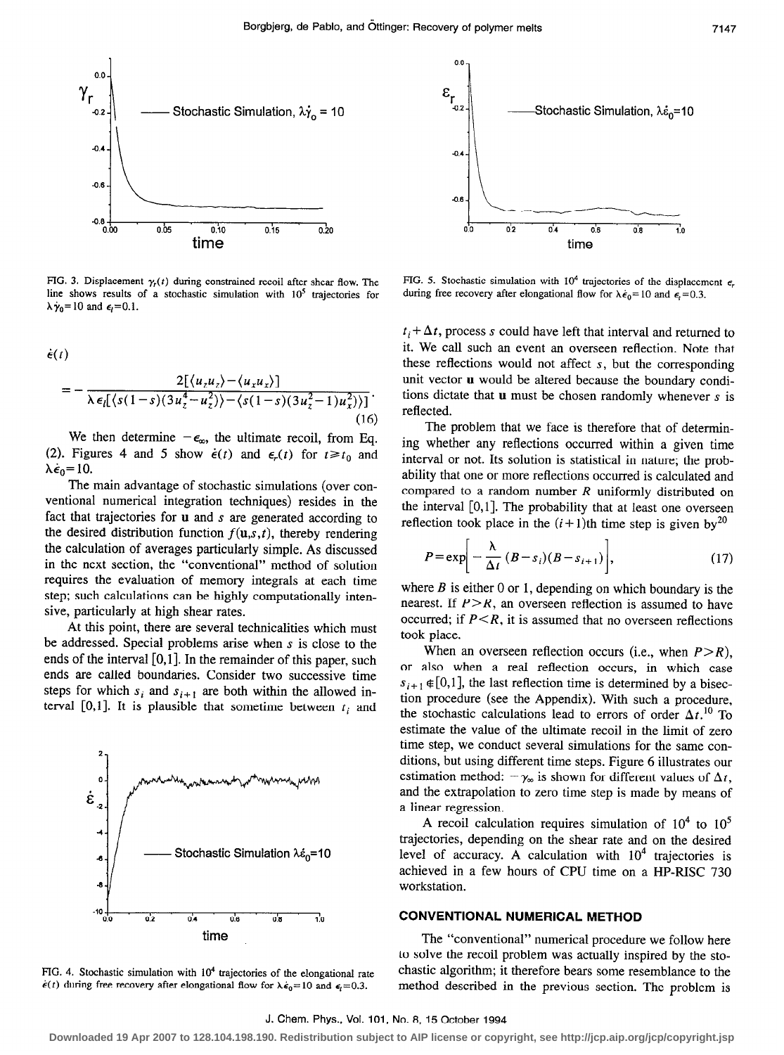FIG. 3. Displacement $\gamma_r(t)$ during constrained recoil after shear flow. The line shows results of a stochastic simulation with $10^5$ trajectories for $\lambda\dot{\gamma}_0=10$ and $\epsilon_i=0.1$.

FIG. 5. Stochastic simulation with $10^4$ trajectories of the displacement $\epsilon_r$ during free recovery after elongational flow for $\lambda\dot{\epsilon}_0=10$ and $\epsilon_i=0.3$.

$$\dot{\epsilon}(t) = -\frac{2[\langle u_z u_z \rangle - \langle u_x u_x \rangle]}{\lambda \epsilon_i [\langle s(1-s)(3u_z^4 - u_z^2)\rangle - \langle s(1-s)(3u_z^2-1)u_x^2\rangle]}. \tag{16}$$

We then determine $-\epsilon_\infty$, the ultimate recoil, from Eq. (2). Figures 4 and 5 show $\dot{\epsilon}(t)$ and $\epsilon_r(t)$ for $t \geq t_0$ and $\lambda\dot{\epsilon}_0=10$.

The main advantage of stochastic simulations (over conventional numerical integration techniques) resides in the fact that trajectories for **u** and $s$ are generated according to the desired distribution function $f(\mathbf{u},s,t)$, thereby rendering the calculation of averages particularly simple. As discussed in the next section, the "conventional" method of solution requires the evaluation of memory integrals at each time step; such calculations can be highly computationally intensive, particularly at high shear rates.

At this point, there are several technicalities which must be addressed. Special problems arise when $s$ is close to the ends of the interval $[0,1]$. In the remainder of this paper, such ends are called boundaries. Consider two successive time steps for which $s_i$ and $s_{i+1}$ are both within the allowed interval $[0,1]$. It is plausible that sometime between $t_i$ and $t_i+\Delta t$, process $s$ could have left that interval and returned to it. We call such an event an overseen reflection. Note that these reflections would not affect $s$, but the corresponding unit vector **u** would be altered because the boundary conditions dictate that **u** must be chosen randomly whenever $s$ is reflected.

The problem that we face is therefore that of determining whether any reflections occurred within a given time interval or not. Its solution is statistical in nature; the probability that one or more reflections occurred is calculated and compared to a random number $R$ uniformly distributed on the interval $[0,1]$. The probability that at least one overseen reflection took place in the $(i+1)$th time step is given by[20]

$$P=\exp\left[-\frac{\lambda}{\Delta t}(B-s_i)(B-s_{i+1})\right], \tag{17}$$

where $B$ is either 0 or 1, depending on which boundary is the nearest. If $P>R$, an overseen reflection is assumed to have occurred; if $P<R$, it is assumed that no overseen reflections took place.

When an overseen reflection occurs (i.e., when $P>R$), or also when a real reflection occurs, in which case $s_{i+1} \notin [0,1]$, the last reflection time is determined by a bisection procedure (see the Appendix). With such a procedure, the stochastic calculations lead to errors of order $\Delta t$.[10] To estimate the value of the ultimate recoil in the limit of zero time step, we conduct several simulations for the same conditions, but using different time steps. Figure 6 illustrates our estimation method: $-\gamma_\infty$ is shown for different values of $\Delta t$, and the extrapolation to zero time step is made by means of a linear regression.

A recoil calculation requires simulation of $10^4$ to $10^5$ trajectories, depending on the shear rate and on the desired level of accuracy. A calculation with $10^4$ trajectories is achieved in a few hours of CPU time on a HP-RISC 730 workstation.

FIG. 4. Stochastic simulation with $10^4$ trajectories of the elongational rate $\dot{\epsilon}(t)$ during free recovery after elongational flow for $\lambda\dot{\epsilon}_0=10$ and $\epsilon_i=0.3$.

## CONVENTIONAL NUMERICAL METHOD

The "conventional" numerical procedure we follow here to solve the recoil problem was actually inspired by the stochastic algorithm; it therefore bears some resemblance to the method described in the previous section. The problem is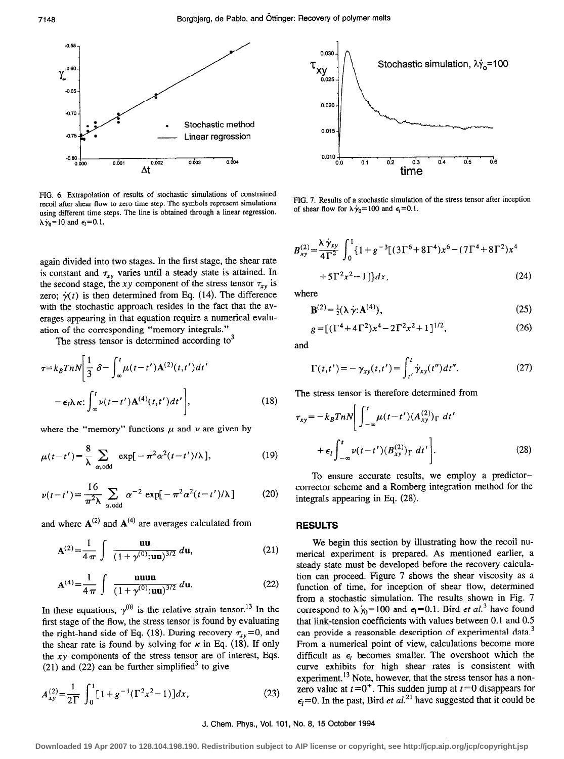FIG. 6. Extrapolation of results of stochastic simulations of constrained recoil after shear flow to zero time step. The symbols represent simulations using different time steps. The line is obtained through a linear regression. $\lambda\dot{\gamma}_0=10$ and $\epsilon_l=0.1$.

FIG. 7. Results of a stochastic simulation of the stress tensor after inception of shear flow for $\lambda\dot{\gamma}_0=100$ and $\epsilon_l=0.1$.

again divided into two stages. In the first stage, the shear rate is constant and $\tau_{xy}$ varies until a steady state is attained. In the second stage, the $xy$ component of the stress tensor $\tau_{xy}$ is zero; $\dot{\gamma}(t)$ is then determined from Eq. (14). The difference with the stochastic approach resides in the fact that the averages appearing in that equation require a numerical evaluation of the corresponding "memory integrals."

The stress tensor is determined according to[3]

$$\tau=k_BTnN\left[\frac{1}{3}\,\delta-\int_{\infty}^{t}\mu(t-t')\mathbf{A}^{(2)}(t,t')dt' -\epsilon_l\lambda\kappa:\int_{\infty}^{t}\nu(t-t')\mathbf{A}^{(4)}(t,t')dt'\right], \tag{18}$$

where the "memory" functions $\mu$ and $\nu$ are given by

$$\mu(t-t')=\frac{8}{\lambda}\sum_{\alpha,\mathrm{odd}}\exp[-\pi^2\alpha^2(t-t')/\lambda], \tag{19}$$

$$\nu(t-t')=\frac{16}{\pi^2\lambda}\sum_{\alpha,\mathrm{odd}}\alpha^{-2}\exp[-\pi^2\alpha^2(t-t')/\lambda] \tag{20}$$

and where $\mathbf{A}^{(2)}$ and $\mathbf{A}^{(4)}$ are averages calculated from

$$\mathbf{A}^{(2)}=\frac{1}{4\pi}\int\frac{\mathbf{uu}}{(1+\gamma^{(0)}:\mathbf{uu})^{3/2}}\,d\mathbf{u}, \tag{21}$$

$$\mathbf{A}^{(4)}=\frac{1}{4\pi}\int\frac{\mathbf{uuuu}}{(1+\gamma^{(0)}:\mathbf{uu})^{3/2}}\,d\mathbf{u}. \tag{22}$$

In these equations, $\gamma^{(0)}$ is the relative strain tensor.[13] In the first stage of the flow, the stress tensor is found by evaluating the right-hand side of Eq. (18). During recovery $\tau_{xy}=0$, and the shear rate is found by solving for $\kappa$ in Eq. (18). If only the $xy$ components of the stress tensor are of interest, Eqs. (21) and (22) can be further simplified[3] to give

$$A_{xy}^{(2)}=\frac{1}{2\Gamma}\int_0^1[1+g^{-1}(\Gamma^2x^2-1)]dx, \tag{23}$$

$$B_{xy}^{(2)}=\frac{\lambda\dot{\gamma}_{xy}}{4\Gamma^2}\int_0^1\{1+g^{-3}[(3\Gamma^6+8\Gamma^4)x^6-(7\Gamma^4+8\Gamma^2)x^4 +5\Gamma^2x^2-1]\}dx, \tag{24}$$

where

$$\mathbf{B}^{(2)}=\tfrac{1}{2}(\lambda\dot{\gamma}:\mathbf{A}^{(4)}), \tag{25}$$

$$g=[(\Gamma^4+4\Gamma^2)x^4-2\Gamma^2x^2+1]^{1/2}, \tag{26}$$

and

$$\Gamma(t,t')=-\gamma_{xy}(t,t')=\int_{t'}^{t}\dot{\gamma}_{xy}(t'')dt''. \tag{27}$$

The stress tensor is therefore determined from

$$\tau_{xy}=-k_BTnN\left[\int_{-\infty}^{t}\mu(t-t')(A_{xy}^{(2)})_\Gamma\,dt' +\epsilon_l\int_{-\infty}^{t}\nu(t-t')(B_{xy}^{(2)})_\Gamma\,dt'\right]. \tag{28}$$

To ensure accurate results, we employ a predictor–corrector scheme and a Romberg integration method for the integrals appearing in Eq. (28).

## RESULTS

We begin this section by illustrating how the recoil numerical experiment is prepared. As mentioned earlier, a steady state must be developed before the recovery calculation can proceed. Figure 7 shows the shear viscosity as a function of time, for inception of shear flow, determined from a stochastic simulation. The results shown in Fig. 7 correspond to $\lambda\dot{\gamma}_0=100$ and $\epsilon_l=0.1$. Bird *et al.*[3] have found that link-tension coefficients with values between 0.1 and 0.5 can provide a reasonable description of experimental data.[3] From a numerical point of view, calculations become more difficult as $\epsilon_l$ becomes smaller. The overshoot which the curve exhibits for high shear rates is consistent with experiment.[13] Note, however, that the stress tensor has a nonzero value at $t=0^+$. This sudden jump at $t=0$ disappears for $\epsilon_l=0$. In the past, Bird *et al.*[21] have suggested that it could be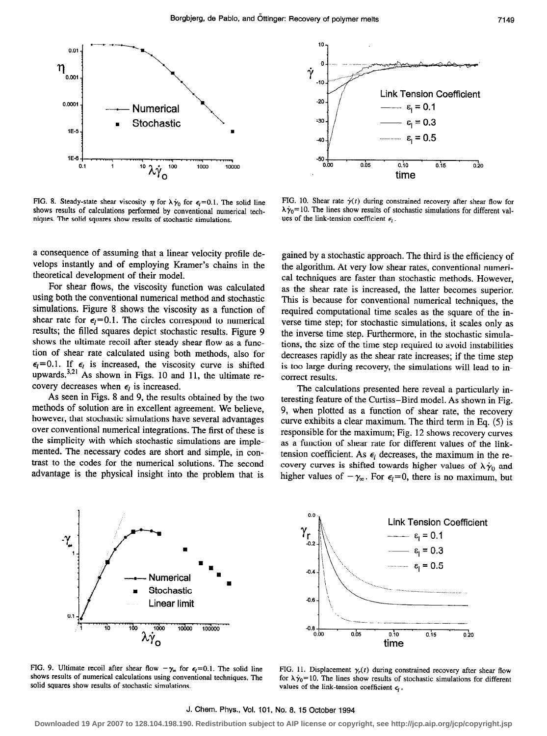FIG. 8. Steady-state shear viscosity $\eta$ for $\lambda\dot{\gamma}_0$ for $\epsilon_l=0.1$. The solid line shows results of calculations performed by conventional numerical techniques. The solid squares show results of stochastic simulations.

FIG. 10. Shear rate $\dot{\gamma}(t)$ during constrained recovery after shear flow for $\lambda\dot{\gamma}_0=10$. The lines show results of stochastic simulations for different values of the link-tension coefficient $\epsilon_l$.

a consequence of assuming that a linear velocity profile develops instantly and of employing Kramer's chains in the theoretical development of their model.

For shear flows, the viscosity function was calculated using both the conventional numerical method and stochastic simulations. Figure 8 shows the viscosity as a function of shear rate for $\epsilon_l=0.1$. The circles correspond to numerical results; the filled squares depict stochastic results. Figure 9 shows the ultimate recoil after steady shear flow as a function of shear rate calculated using both methods, also for $\epsilon_l=0.1$. If $\epsilon_l$ is increased, the viscosity curve is shifted upwards.[3,21] As shown in Figs. 10 and 11, the ultimate recovery decreases when $\epsilon_l$ is increased.

As seen in Figs. 8 and 9, the results obtained by the two methods of solution are in excellent agreement. We believe, however, that stochastic simulations have several advantages over conventional numerical integrations. The first of these is the simplicity with which stochastic simulations are implemented. The necessary codes are short and simple, in contrast to the codes for the numerical solutions. The second advantage is the physical insight into the problem that is gained by a stochastic approach. The third is the efficiency of the algorithm. At very low shear rates, conventional numerical techniques are faster than stochastic methods. However, as the shear rate is increased, the latter becomes superior. This is because for conventional numerical techniques, the required computational time scales as the square of the inverse time step; for stochastic simulations, it scales only as the inverse time step. Furthermore, in the stochastic simulations, the size of the time step required to avoid instabilities decreases rapidly as the shear rate increases; if the time step is too large during recovery, the simulations will lead to incorrect results.

The calculations presented here reveal a particularly interesting feature of the Curtiss–Bird model. As shown in Fig. 9, when plotted as a function of shear rate, the recovery curve exhibits a clear maximum. The third term in Eq. (5) is responsible for the maximum; Fig. 12 shows recovery curves as a function of shear rate for different values of the link-tension coefficient. As $\epsilon_l$ decreases, the maximum in the recovery curves is shifted towards higher values of $\lambda\dot{\gamma}_0$ and higher values of $-\gamma_\infty$. For $\epsilon_l=0$, there is no maximum, but

FIG. 9. Ultimate recoil after shear flow $-\gamma_\infty$ for $\epsilon_l=0.1$. The solid line shows results of numerical calculations using conventional techniques. The solid squares show results of stochastic simulations.

FIG. 11. Displacement $\gamma_r(t)$ during constrained recovery after shear flow for $\lambda\dot{\gamma}_0=10$. The lines show results of stochastic simulations for different values of the link-tension coefficient $\epsilon_l$.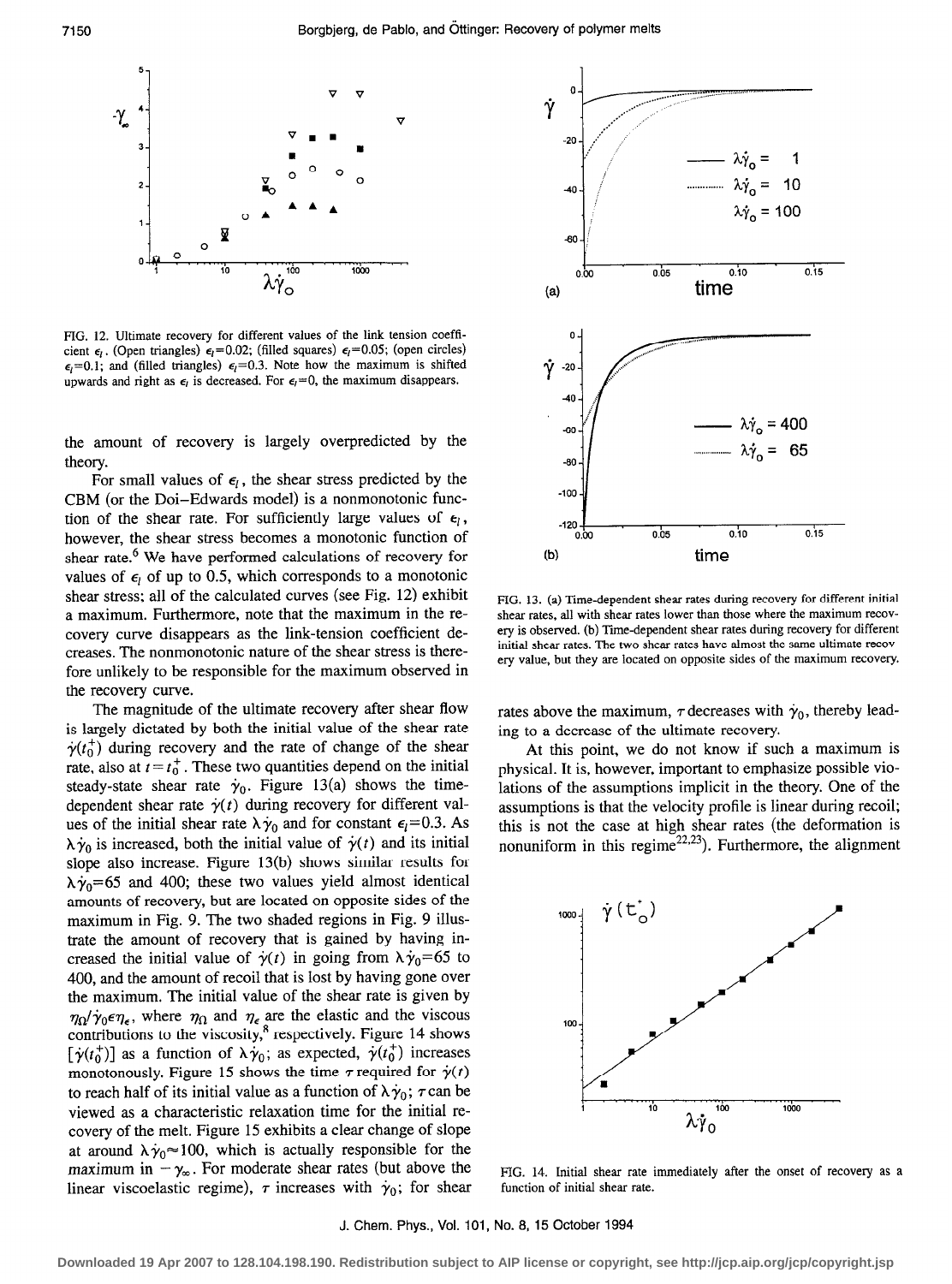FIG. 12. Ultimate recovery for different values of the link tension coefficient $\epsilon_l$. (Open triangles) $\epsilon_l=0.02$; (filled squares) $\epsilon_l=0.05$; (open circles) $\epsilon_l=0.1$; and (filled triangles) $\epsilon_l=0.3$. Note how the maximum is shifted upwards and right as $\epsilon_l$ is decreased. For $\epsilon_l=0$, the maximum disappears.

the amount of recovery is largely overpredicted by the theory.

For small values of $\epsilon_l$, the shear stress predicted by the CBM (or the Doi–Edwards model) is a nonmonotonic function of the shear rate. For sufficiently large values of $\epsilon_l$, however, the shear stress becomes a monotonic function of shear rate.[6] We have performed calculations of recovery for values of $\epsilon_l$ of up to 0.5, which corresponds to a monotonic shear stress; all of the calculated curves (see Fig. 12) exhibit a maximum. Furthermore, note that the maximum in the recovery curve disappears as the link-tension coefficient decreases. The nonmonotonic nature of the shear stress is therefore unlikely to be responsible for the maximum observed in the recovery curve.

The magnitude of the ultimate recovery after shear flow is largely dictated by both the initial value of the shear rate $\dot{\gamma}(t_0^+)$ during recovery and the rate of change of the shear rate, also at $t=t_0^+$. These two quantities depend on the initial steady-state shear rate $\dot{\gamma}_0$. Figure 13(a) shows the time-dependent shear rate $\dot{\gamma}(t)$ during recovery for different values of the initial shear rate $\lambda\dot{\gamma}_0$ and for constant $\epsilon_l=0.3$. As $\lambda\dot{\gamma}_0$ is increased, both the initial value of $\dot{\gamma}(t)$ and its initial slope also increase. Figure 13(b) shows similar results for $\lambda\dot{\gamma}_0=65$ and 400; these two values yield almost identical amounts of recovery, but are located on opposite sides of the maximum in Fig. 9. The two shaded regions in Fig. 9 illustrate the amount of recovery that is gained by having increased the initial value of $\dot{\gamma}(t)$ in going from $\lambda\dot{\gamma}_0=65$ to 400, and the amount of recoil that is lost by having gone over the maximum. The initial value of the shear rate is given by $\eta_\Omega/\dot{\gamma}_0\epsilon\eta_\epsilon$, where $\eta_\Omega$ and $\eta_\epsilon$ are the elastic and the viscous contributions to the viscosity,[8] respectively. Figure 14 shows $[\dot{\gamma}(t_0^+)]$ as a function of $\lambda\dot{\gamma}_0$; as expected, $\dot{\gamma}(t_0^+)$ increases monotonously. Figure 15 shows the time $\tau$ required for $\dot{\gamma}(t)$ to reach half of its initial value as a function of $\lambda\dot{\gamma}_0$; $\tau$ can be viewed as a characteristic relaxation time for the initial recovery of the melt. Figure 15 exhibits a clear change of slope at around $\lambda\dot{\gamma}_0\approx100$, which is actually responsible for the maximum in $-\gamma_\infty$. For moderate shear rates (but above the linear viscoelastic regime), $\tau$ increases with $\dot{\gamma}_0$; for shear rates above the maximum, $\tau$ decreases with $\dot{\gamma}_0$, thereby leading to a decrease of the ultimate recovery.

FIG. 13. (a) Time-dependent shear rates during recovery for different initial shear rates, all with shear rates lower than those where the maximum recovery is observed. (b) Time-dependent shear rates during recovery for different initial shear rates. The two shear rates have almost the same ultimate recovery value, but they are located on opposite sides of the maximum recovery.

At this point, we do not know if such a maximum is physical. It is, however, important to emphasize possible violations of the assumptions implicit in the theory. One of the assumptions is that the velocity profile is linear during recoil; this is not the case at high shear rates (the deformation is nonuniform in this regime[22,23]). Furthermore, the alignment

FIG. 14. Initial shear rate immediately after the onset of recovery as a function of initial shear rate.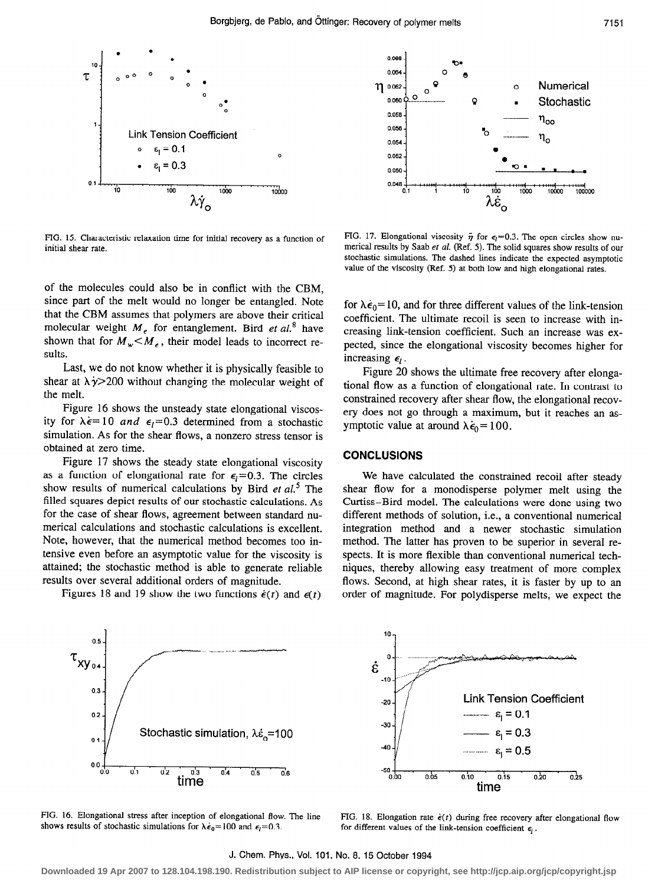FIG. 15. Characteristic relaxation time for initial recovery as a function of initial shear rate.

FIG. 17. Elongational viscosity $\bar{\eta}$ for $\epsilon_l=0.3$. The open circles show numerical results by Saab *et al.* (Ref. 5). The solid squares show results of our stochastic simulations. The dashed lines indicate the expected asymptotic value of the viscosity (Ref. 5) at both low and high elongational rates.

of the molecules could also be in conflict with the CBM, since part of the melt would no longer be entangled. Note that the CBM assumes that polymers are above their critical molecular weight $M_e$ for entanglement. Bird *et al.*[8] have shown that for $M_w < M_e$, their model leads to incorrect results.

Last, we do not know whether it is physically feasible to shear at $\lambda\dot{\gamma}>200$ without changing the molecular weight of the melt.

Figure 16 shows the unsteady state elongational viscosity for $\lambda\dot{\epsilon}=10$ *and* $\epsilon_l=0.3$ determined from a stochastic simulation. As for the shear flows, a nonzero stress tensor is obtained at zero time.

Figure 17 shows the steady state elongational viscosity as a function of elongational rate for $\epsilon_l=0.3$. The circles show results of numerical calculations by Bird *et al.*[5] The filled squares depict results of our stochastic calculations. As for the case of shear flows, agreement between standard numerical calculations and stochastic calculations is excellent. Note, however, that the numerical method becomes too intensive even before an asymptotic value for the viscosity is attained; the stochastic method is able to generate reliable results over several additional orders of magnitude.

Figures 18 and 19 show the two functions $\dot{\epsilon}(t)$ and $\epsilon(t)$ for $\lambda\dot{\epsilon}_0=10$, and for three different values of the link-tension coefficient. The ultimate recoil is seen to increase with increasing link-tension coefficient. Such an increase was expected, since the elongational viscosity becomes higher for increasing $\epsilon_l$.

Figure 20 shows the ultimate free recovery after elongational flow as a function of elongational rate. In contrast to constrained recovery after shear flow, the elongational recovery does not go through a maximum, but it reaches an asymptotic value at around $\lambda\dot{\epsilon}_0=100$.

## CONCLUSIONS

We have calculated the constrained recoil after steady shear flow for a monodisperse polymer melt using the Curtiss–Bird model. The calculations were done using two different methods of solution, i.e., a conventional numerical integration method and a newer stochastic simulation method. The latter has proven to be superior in several respects. It is more flexible than conventional numerical techniques, thereby allowing easy treatment of more complex flows. Second, at high shear rates, it is faster by up to an order of magnitude. For polydisperse melts, we expect the

FIG. 16. Elongational stress after inception of elongational flow. The line shows results of stochastic simulations for $\lambda\dot{\epsilon}_0=100$ and $\epsilon_l=0.3$.

FIG. 18. Elongation rate $\dot{\epsilon}(t)$ during free recovery after elongational flow for different values of the link-tension coefficient $\epsilon_l$.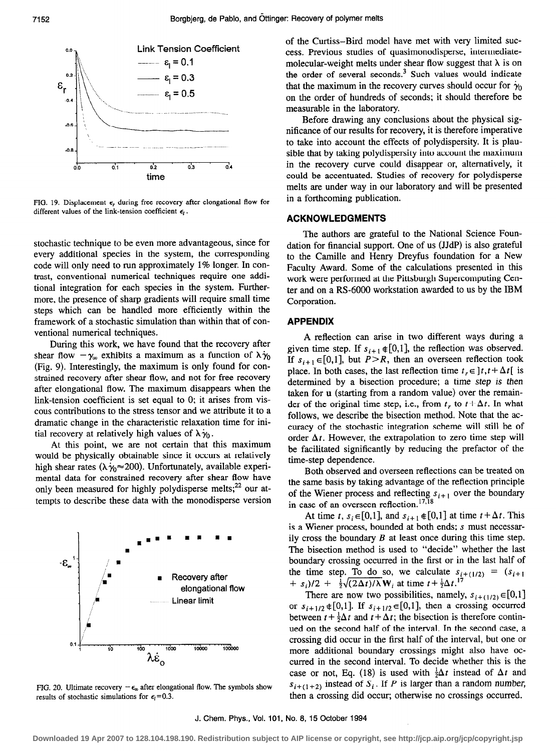FIG. 19. Displacement $\epsilon_r$ during free recovery after elongational flow for different values of the link-tension coefficient $\epsilon_l$.

stochastic technique to be even more advantageous, since for every additional species in the system, the corresponding code will only need to run approximately 1% longer. In contrast, conventional numerical techniques require one additional integration for each species in the system. Furthermore, the presence of sharp gradients will require small time steps which can be handled more efficiently within the framework of a stochastic simulation than within that of conventional numerical techniques.

During this work, we have found that the recovery after shear flow $-\gamma_\infty$ exhibits a maximum as a function of $\lambda\dot{\gamma}_0$ (Fig. 9). Interestingly, the maximum is only found for constrained recovery after shear flow, and not for free recovery after elongational flow. The maximum disappears when the link-tension coefficient is set equal to 0; it arises from viscous contributions to the stress tensor and we attribute it to a dramatic change in the characteristic relaxation time for initial recovery at relatively high values of $\lambda\dot{\gamma}_0$.

At this point, we are not certain that this maximum would be physically obtainable since it occurs at relatively high shear rates ($\lambda\dot{\gamma}_0 \approx 200$). Unfortunately, available experimental data for constrained recovery after shear flow have only been measured for highly polydisperse melts;[22] our attempts to describe these data with the monodisperse version

FIG. 20. Ultimate recovery $-\epsilon_\infty$ after elongational flow. The symbols show results of stochastic simulations for $\epsilon_l = 0.3$.

of the Curtiss–Bird model have met with very limited success. Previous studies of quasimonodisperse, intermediate-molecular-weight melts under shear flow suggest that $\lambda$ is on the order of several seconds.[3] Such values would indicate that the maximum in the recovery curves should occur for $\dot{\gamma}_0$ on the order of hundreds of seconds; it should therefore be measurable in the laboratory.

Before drawing any conclusions about the physical significance of our results for recovery, it is therefore imperative to take into account the effects of polydispersity. It is plausible that by taking polydispersity into account the maximum in the recovery curve could disappear or, alternatively, it could be accentuated. Studies of recovery for polydisperse melts are under way in our laboratory and will be presented in a forthcoming publication.

## ACKNOWLEDGMENTS

The authors are grateful to the National Science Foundation for financial support. One of us (JJdP) is also grateful to the Camille and Henry Dreyfus foundation for a New Faculty Award. Some of the calculations presented in this work were performed at the Pittsburgh Supercomputing Center and on a RS-6000 workstation awarded to us by the IBM Corporation.

## APPENDIX

A reflection can arise in two different ways during a given time step. If $s_{i+1} \notin [0,1]$, the reflection was observed. If $s_{i+1} \in [0,1]$, but $P > R$, then an overseen reflection took place. In both cases, the last reflection time $t_r \in ]t, t+\Delta t[$ is determined by a bisection procedure; a time *step is then* taken for **u** (starting from a random value) over the remainder of the original time step, i.e., from $t_r$ to $t+\Delta t$. In what follows, we describe the bisection method. Note that the accuracy of the stochastic integration scheme will still be of order $\Delta t$. However, the extrapolation to zero time step will be facilitated significantly by reducing the prefactor of the time-step dependence.

Both observed and overseen reflections can be treated on the same basis by taking advantage of the reflection principle of the Wiener process and reflecting $s_{i+1}$ over the boundary in case of an overseen reflection.[17,18]

At time $t$, $s_i \in [0,1]$, and $s_{i+1} \notin [0,1]$ at time $t+\Delta t$. This is a Wiener process, bounded at both ends; $s$ must necessarily cross the boundary $B$ at least once during this time step. The bisection method is used to "decide" whether the last boundary crossing occurred in the first or in the last half of the time step. To do so, we calculate $s_{i+(1/2)} = (s_{i+1} + s_i)/2 + \frac{1}{2}\sqrt{(2\Delta t)/\lambda}\,\mathbf{W}_i$ at time $t + \frac{1}{2}\Delta t$.[17]

There are now two possibilities, namely, $s_{i+(1/2)} \in [0,1]$ or $s_{i+1/2} \notin [0,1]$. If $s_{i+1/2} \in [0,1]$, then a crossing occurred between $t + \frac{1}{2}\Delta t$ and $t + \Delta t$; the bisection is therefore continued on the second half of the interval. In the second case, a crossing did occur in the first half of the interval, but one or more additional boundary crossings might also have occurred in the second interval. To decide whether this is the case or not, Eq. (18) is used with $\frac{1}{2}\Delta t$ instead of $\Delta t$ and $s_{i+(1+2)}$ instead of $S_i$. If $P$ is larger than a random number, then a crossing did occur; otherwise no crossings occurred.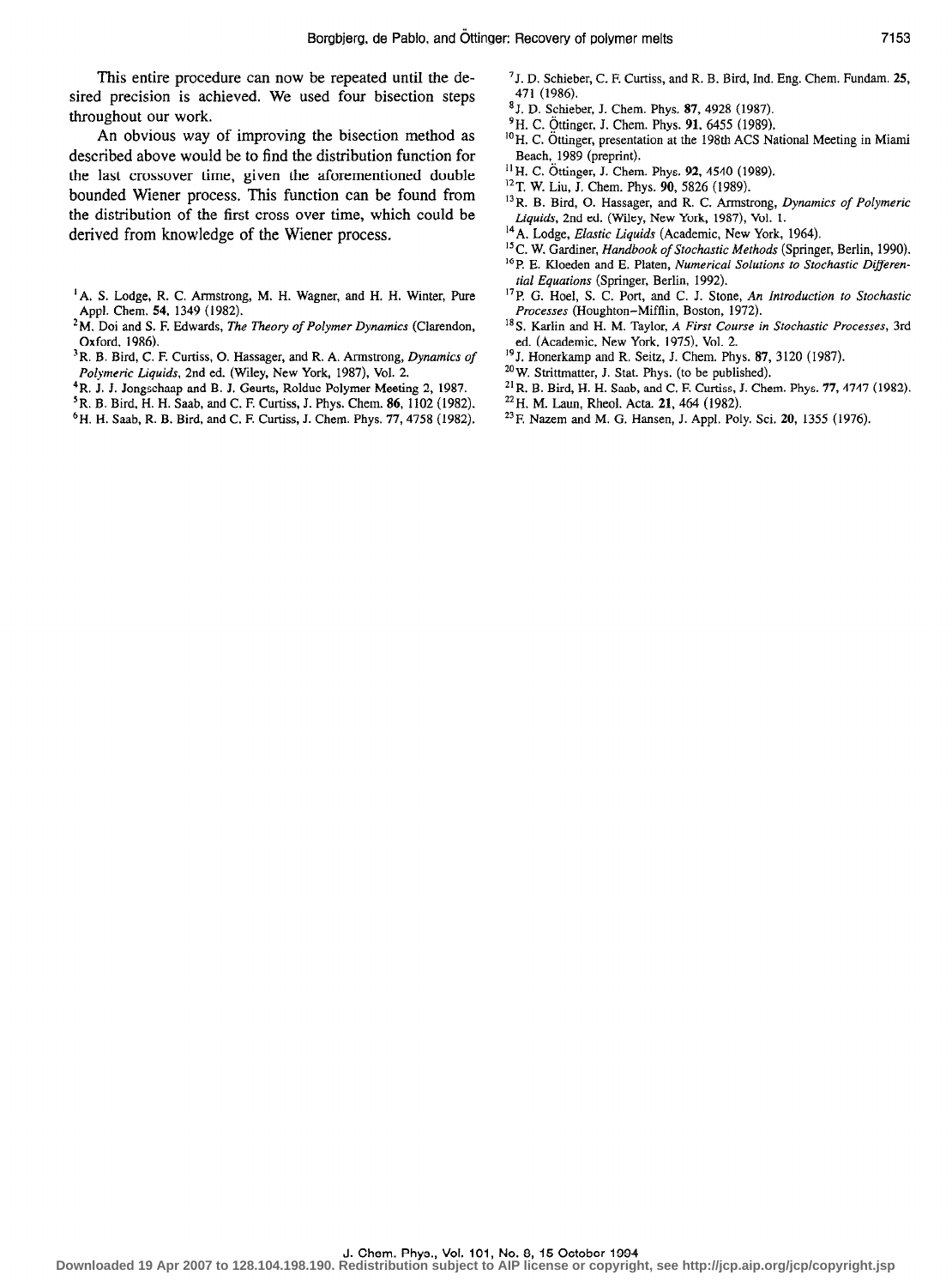This entire procedure can now be repeated until the desired precision is achieved. We used four bisection steps throughout our work.

An obvious way of improving the bisection method as described above would be to find the distribution function for the last crossover time, given the aforementioned double bounded Wiener process. This function can be found from the distribution of the first cross over time, which could be derived from knowledge of the Wiener process.

[1] A. S. Lodge, R. C. Armstrong, M. H. Wagner, and H. H. Winter, Pure Appl. Chem. **54**, 1349 (1982).
[2] M. Doi and S. F. Edwards, *The Theory of Polymer Dynamics* (Clarendon, Oxford, 1986).
[3] R. B. Bird, C. F. Curtiss, O. Hassager, and R. A. Armstrong, *Dynamics of Polymeric Liquids*, 2nd ed. (Wiley, New York, 1987), Vol. 2.
[4] R. J. J. Jongschaap and B. J. Geurts, Rolduc Polymer Meeting 2, 1987.
[5] R. B. Bird, H. H. Saab, and C. F. Curtiss, J. Phys. Chem. **86**, 1102 (1982).
[6] H. H. Saab, R. B. Bird, and C. F. Curtiss, J. Chem. Phys. **77**, 4758 (1982).
[7] J. D. Schieber, C. F. Curtiss, and R. B. Bird, Ind. Eng. Chem. Fundam. **25**, 471 (1986).
[8] J. D. Schieber, J. Chem. Phys. **87**, 4928 (1987).
[9] H. C. Öttinger, J. Chem. Phys. **91**, 6455 (1989).
[10] H. C. Öttinger, presentation at the 198th ACS National Meeting in Miami Beach, 1989 (preprint).
[11] H. C. Öttinger, J. Chem. Phys. **92**, 4540 (1989).
[12] T. W. Liu, J. Chem. Phys. **90**, 5826 (1989).
[13] R. B. Bird, O. Hassager, and R. C. Armstrong, *Dynamics of Polymeric Liquids*, 2nd ed. (Wiley, New York, 1987), Vol. 1.
[14] A. Lodge, *Elastic Liquids* (Academic, New York, 1964).
[15] C. W. Gardiner, *Handbook of Stochastic Methods* (Springer, Berlin, 1990).
[16] P. E. Kloeden and E. Platen, *Numerical Solutions to Stochastic Differential Equations* (Springer, Berlin, 1992).
[17] P. G. Hoel, S. C. Port, and C. J. Stone, *An Introduction to Stochastic Processes* (Houghton–Mifflin, Boston, 1972).
[18] S. Karlin and H. M. Taylor, *A First Course in Stochastic Processes*, 3rd ed. (Academic, New York, 1975), Vol. 2.
[19] J. Honerkamp and R. Seitz, J. Chem. Phys. **87**, 3120 (1987).
[20] W. Strittmatter, J. Stat. Phys. (to be published).
[21] R. B. Bird, H. H. Saab, and C. F. Curtiss, J. Chem. Phys. **77**, 4747 (1982).
[22] H. M. Laun, Rheol. Acta. **21**, 464 (1982).
[23] F. Nazem and M. G. Hansen, J. Appl. Poly. Sci. **20**, 1355 (1976).